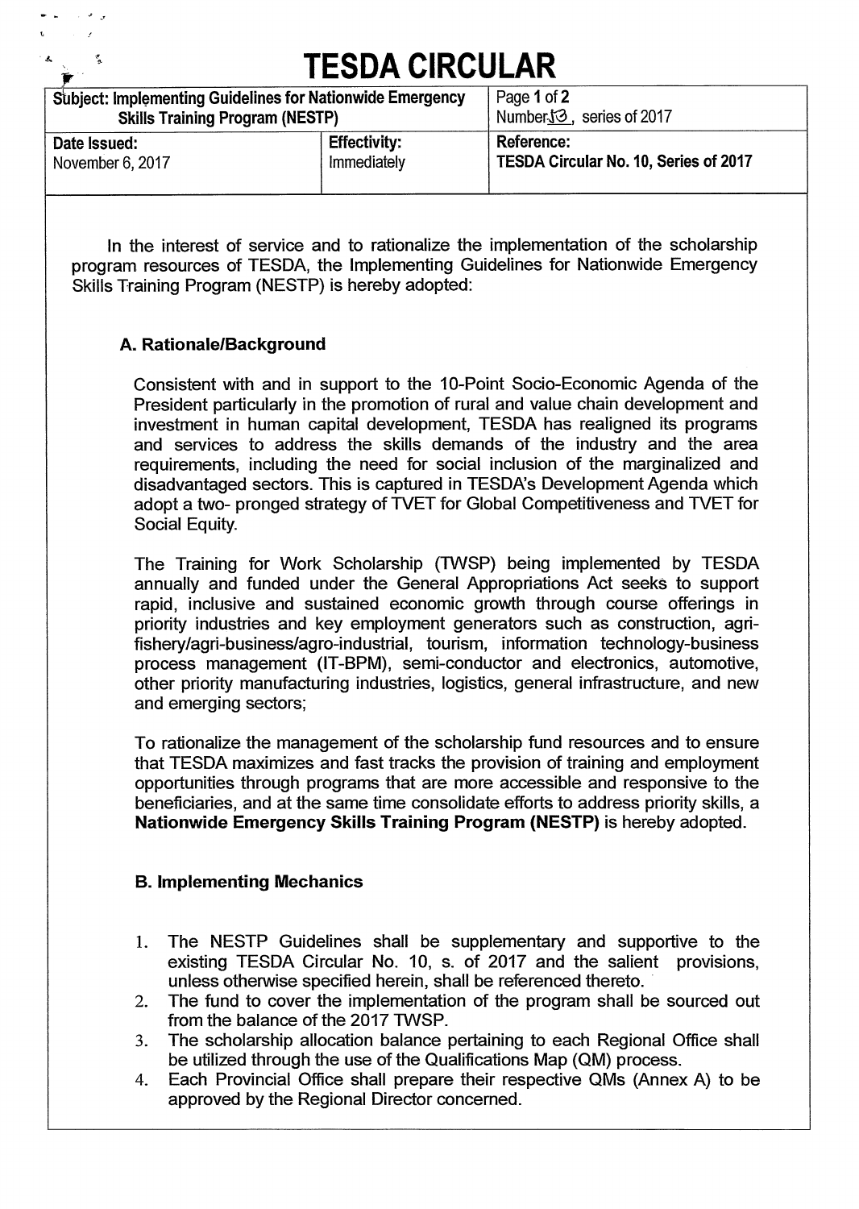# TESDA CIRCULAR

| Subject: Implementing Guidelines for Nationwide Emergency Skills Training Program (NESTP) | | Page 1 of 2<br>Number 13, series of 2017 |
|---|---|---|
| **Date Issued:**<br>November 6, 2017 | **Effectivity:**<br>Immediately | **Reference:**<br>**TESDA Circular No. 10, Series of 2017** |

In the interest of service and to rationalize the implementation of the scholarship program resources of TESDA, the Implementing Guidelines for Nationwide Emergency Skills Training Program (NESTP) is hereby adopted:

### A. Rationale/Background

Consistent with and in support to the 10-Point Socio-Economic Agenda of the President particularly in the promotion of rural and value chain development and investment in human capital development, TESDA has realigned its programs and services to address the skills demands of the industry and the area requirements, including the need for social inclusion of the marginalized and disadvantaged sectors. This is captured in TESDA's Development Agenda which adopt a two- pronged strategy of TVET for Global Competitiveness and TVET for Social Equity.

The Training for Work Scholarship (TWSP) being implemented by TESDA annually and funded under the General Appropriations Act seeks to support rapid, inclusive and sustained economic growth through course offerings in priority industries and key employment generators such as construction, agri-fishery/agri-business/agro-industrial, tourism, information technology-business process management (IT-BPM), semi-conductor and electronics, automotive, other priority manufacturing industries, logistics, general infrastructure, and new and emerging sectors;

To rationalize the management of the scholarship fund resources and to ensure that TESDA maximizes and fast tracks the provision of training and employment opportunities through programs that are more accessible and responsive to the beneficiaries, and at the same time consolidate efforts to address priority skills, a **Nationwide Emergency Skills Training Program (NESTP)** is hereby adopted.

### B. Implementing Mechanics

1. The NESTP Guidelines shall be supplementary and supportive to the existing TESDA Circular No. 10, s. of 2017 and the salient provisions, unless otherwise specified herein, shall be referenced thereto.
2. The fund to cover the implementation of the program shall be sourced out from the balance of the 2017 TWSP.
3. The scholarship allocation balance pertaining to each Regional Office shall be utilized through the use of the Qualifications Map (QM) process.
4. Each Provincial Office shall prepare their respective QMs (Annex A) to be approved by the Regional Director concerned.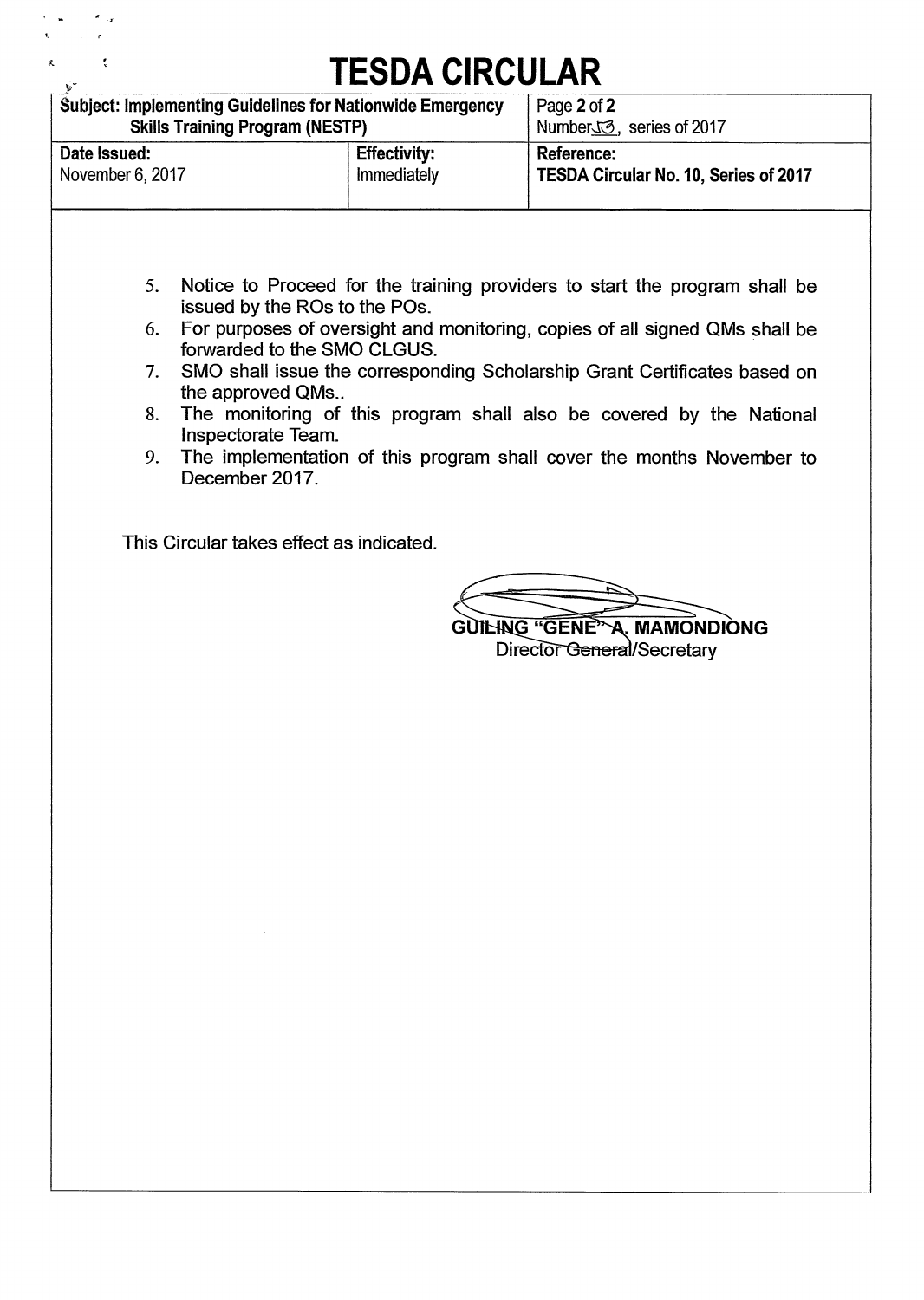5. Notice to Proceed for the training providers to start the program shall be issued by the ROs to the POs.
6. For purposes of oversight and monitoring, copies of all signed QMs shall be forwarded to the SMO CLGUS.
7. SMO shall issue the corresponding Scholarship Grant Certificates based on the approved QMs..
8. The monitoring of this program shall also be covered by the National Inspectorate Team.
9. The implementation of this program shall cover the months November to December 2017.

This Circular takes effect as indicated.

**GUILING "GENE" A. MAMONDIONG**
Director General/Secretary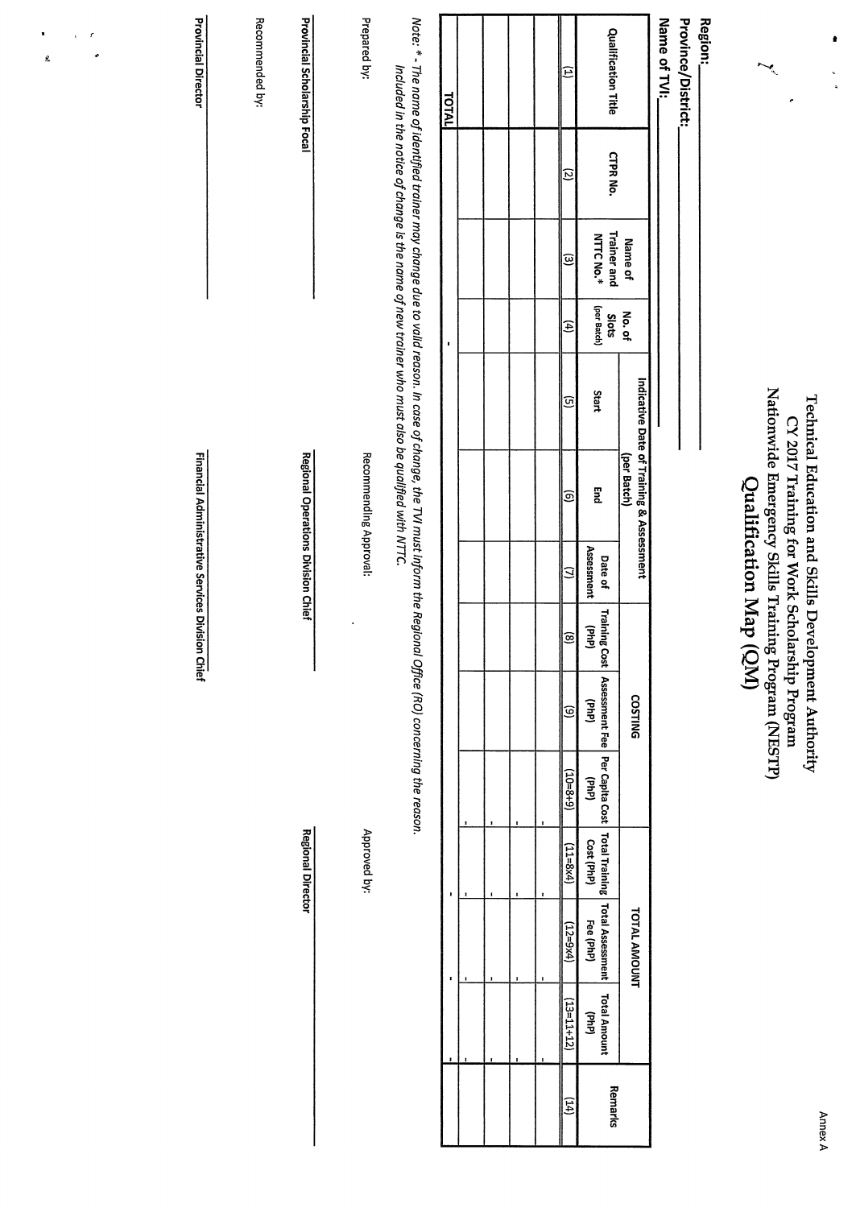Annex A

# Technical Education and Skills Development Authority
## CY 2017 Training for Work Scholarship Program
## Nationwide Emergency Skills Training Program (NESTP)
# Qualification Map (QM)

**Region:** ____________

**Province/District:** ____________

**Name of TVI:** ____________

| Qualification Title | CTPR No. | Name of Trainer and NTTC No. * | No. of Slots (per Batch) | Indicative Date of Training & Assessment (per Batch) | | | COSTING | | | TOTAL AMOUNT | | | Remarks |
|---|---|---|---|---|---|---|---|---|---|---|---|---|---|
| | | | | Start | End | Date of Assessment | Training Cost (PhP) | Assessment Fee (PhP) | Per Capita Cost (PhP) | Total Training Cost (PhP) | Total Assessment Fee (PhP) | Total Amount (PhP) | |
| (1) | (2) | (3) | (4) | (5) | (6) | (7) | (8) | (9) | (10=8+9) | (11=8x4) | (12=9x4) | (13=11+12) | (14) |
| | | | | | | | | | - | - | - | - | |
| | | | | | | | | | - | - | - | - | |
| | | | | | | | | | - | - | - | - | |
| | | | | | | | | | - | - | - | - | |
| | | | | | | | | | - | - | - | - | |
| TOTAL | | | - | | | | | | | - | - | - | |

*Note: * - The name of identified trainer may change due to valid reason. In case of change, the TVI must inform the Regional Office (RO) concerning the reason. Included in the notice of change is the name of new trainer who must also be qualified with NTTC.*

Prepared by:

____________________
**Provincial Scholarship Focal**

Recommended by:

____________________
**Provincial Director**

Recommending Approval:

____________________
**Regional Operations Division Chief**

____________________
**Financial Administrative Services Division Chief**

Approved by:

____________________
**Regional Director**